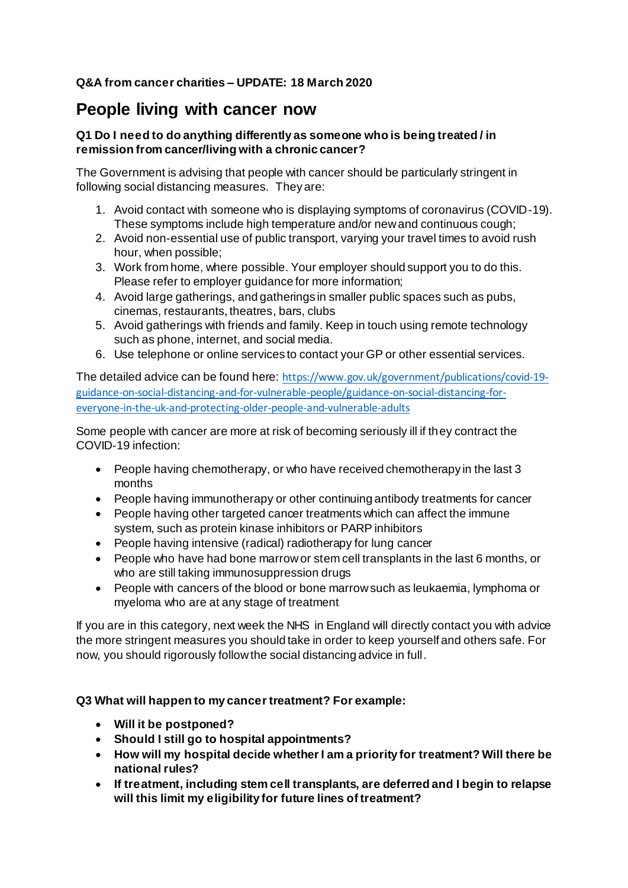**Q&A from cancer charities – UPDATE: 18 March 2020**

# People living with cancer now

### Q1 Do I need to do anything differently as someone who is being treated / in remission from cancer/living with a chronic cancer?

The Government is advising that people with cancer should be particularly stringent in following social distancing measures. They are:

1. Avoid contact with someone who is displaying symptoms of coronavirus (COVID-19). These symptoms include high temperature and/or new and continuous cough;
2. Avoid non-essential use of public transport, varying your travel times to avoid rush hour, when possible;
3. Work from home, where possible. Your employer should support you to do this. Please refer to employer guidance for more information;
4. Avoid large gatherings, and gatherings in smaller public spaces such as pubs, cinemas, restaurants, theatres, bars, clubs
5. Avoid gatherings with friends and family. Keep in touch using remote technology such as phone, internet, and social media.
6. Use telephone or online services to contact your GP or other essential services.

The detailed advice can be found here: https://www.gov.uk/government/publications/covid-19-guidance-on-social-distancing-and-for-vulnerable-people/guidance-on-social-distancing-for-everyone-in-the-uk-and-protecting-older-people-and-vulnerable-adults

Some people with cancer are more at risk of becoming seriously ill if they contract the COVID-19 infection:

- People having chemotherapy, or who have received chemotherapy in the last 3 months
- People having immunotherapy or other continuing antibody treatments for cancer
- People having other targeted cancer treatments which can affect the immune system, such as protein kinase inhibitors or PARP inhibitors
- People having intensive (radical) radiotherapy for lung cancer
- People who have had bone marrow or stem cell transplants in the last 6 months, or who are still taking immunosuppression drugs
- People with cancers of the blood or bone marrow such as leukaemia, lymphoma or myeloma who are at any stage of treatment

If you are in this category, next week the NHS in England will directly contact you with advice the more stringent measures you should take in order to keep yourself and others safe. For now, you should rigorously follow the social distancing advice in full.

### Q3 What will happen to my cancer treatment? For example:

- **Will it be postponed?**
- **Should I still go to hospital appointments?**
- **How will my hospital decide whether I am a priority for treatment? Will there be national rules?**
- **If treatment, including stem cell transplants, are deferred and I begin to relapse will this limit my eligibility for future lines of treatment?**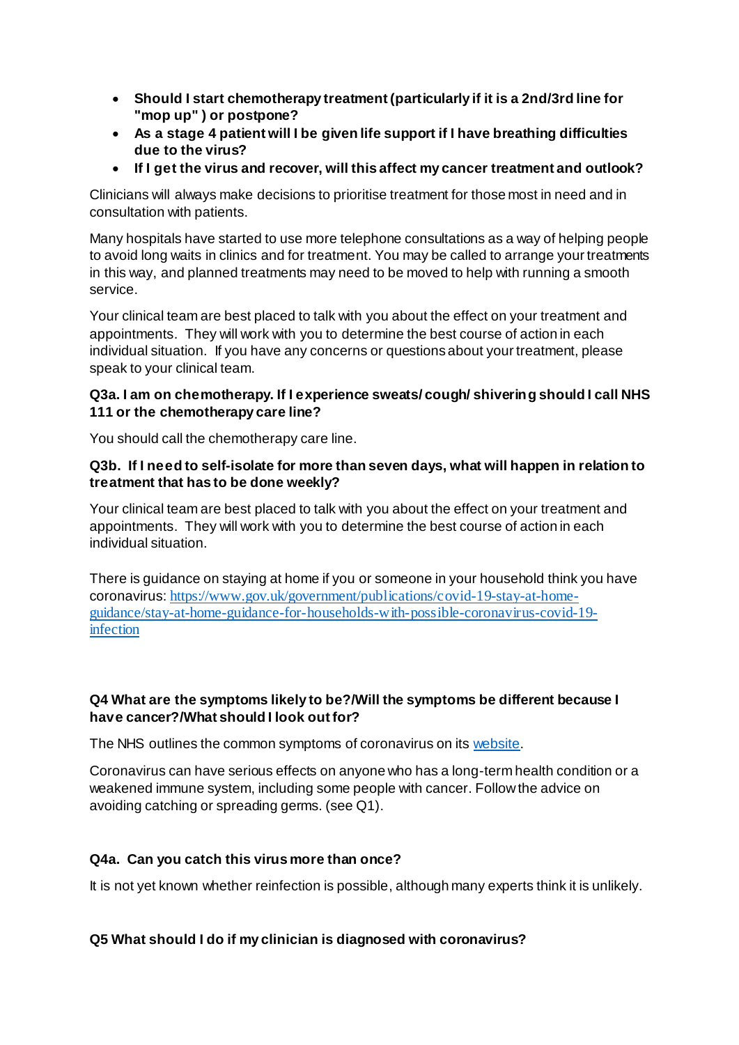- **Should I start chemotherapy treatment (particularly if it is a 2nd/3rd line for "mop up" ) or postpone?**
- **As a stage 4 patient will I be given life support if I have breathing difficulties due to the virus?**
- **If I get the virus and recover, will this affect my cancer treatment and outlook?**

Clinicians will always make decisions to prioritise treatment for those most in need and in consultation with patients.

Many hospitals have started to use more telephone consultations as a way of helping people to avoid long waits in clinics and for treatment. You may be called to arrange your treatments in this way, and planned treatments may need to be moved to help with running a smooth service.

Your clinical team are best placed to talk with you about the effect on your treatment and appointments. They will work with you to determine the best course of action in each individual situation. If you have any concerns or questions about your treatment, please speak to your clinical team.

**Q3a. I am on chemotherapy. If I experience sweats/ cough/ shivering should I call NHS 111 or the chemotherapy care line?**

You should call the chemotherapy care line.

**Q3b. If I need to self-isolate for more than seven days, what will happen in relation to treatment that has to be done weekly?**

Your clinical team are best placed to talk with you about the effect on your treatment and appointments. They will work with you to determine the best course of action in each individual situation.

There is guidance on staying at home if you or someone in your household think you have coronavirus: [https://www.gov.uk/government/publications/covid-19-stay-at-home-guidance/stay-at-home-guidance-for-households-with-possible-coronavirus-covid-19-infection](https://www.gov.uk/government/publications/covid-19-stay-at-home-guidance/stay-at-home-guidance-for-households-with-possible-coronavirus-covid-19-infection)

**Q4 What are the symptoms likely to be?/Will the symptoms be different because I have cancer?/What should I look out for?**

The NHS outlines the common symptoms of coronavirus on its website.

Coronavirus can have serious effects on anyone who has a long-term health condition or a weakened immune system, including some people with cancer. Follow the advice on avoiding catching or spreading germs. (see Q1).

**Q4a. Can you catch this virus more than once?**

It is not yet known whether reinfection is possible, although many experts think it is unlikely.

**Q5 What should I do if my clinician is diagnosed with coronavirus?**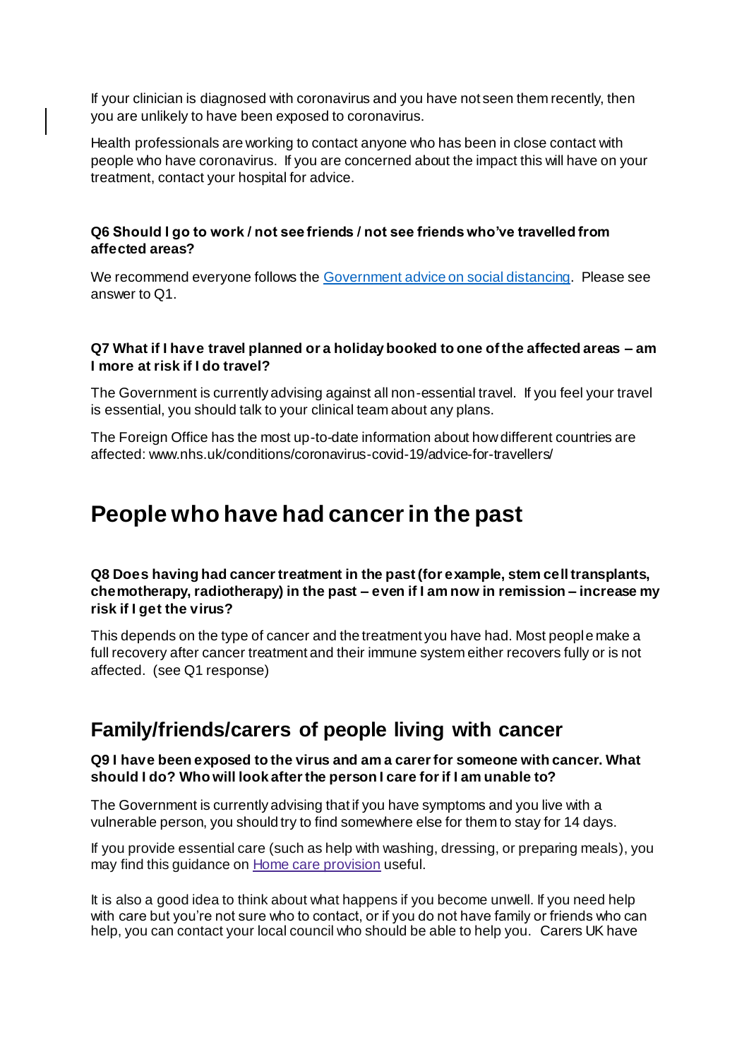If your clinician is diagnosed with coronavirus and you have not seen them recently, then you are unlikely to have been exposed to coronavirus.

Health professionals are working to contact anyone who has been in close contact with people who have coronavirus. If you are concerned about the impact this will have on your treatment, contact your hospital for advice.

**Q6 Should I go to work / not see friends / not see friends who've travelled from affected areas?**

We recommend everyone follows the [Government advice on social distancing](). Please see answer to Q1.

**Q7 What if I have travel planned or a holiday booked to one of the affected areas – am I more at risk if I do travel?**

The Government is currently advising against all non-essential travel. If you feel your travel is essential, you should talk to your clinical team about any plans.

The Foreign Office has the most up-to-date information about how different countries are affected: www.nhs.uk/conditions/coronavirus-covid-19/advice-for-travellers/

# People who have had cancer in the past

**Q8 Does having had cancer treatment in the past (for example, stem cell transplants, chemotherapy, radiotherapy) in the past – even if I am now in remission – increase my risk if I get the virus?**

This depends on the type of cancer and the treatment you have had. Most people make a full recovery after cancer treatment and their immune system either recovers fully or is not affected. (see Q1 response)

## Family/friends/carers of people living with cancer

**Q9 I have been exposed to the virus and am a carer for someone with cancer. What should I do? Who will look after the person I care for if I am unable to?**

The Government is currently advising that if you have symptoms and you live with a vulnerable person, you should try to find somewhere else for them to stay for 14 days.

If you provide essential care (such as help with washing, dressing, or preparing meals), you may find this guidance on [Home care provision]() useful.

It is also a good idea to think about what happens if you become unwell. If you need help with care but you're not sure who to contact, or if you do not have family or friends who can help, you can contact your local council who should be able to help you. Carers UK have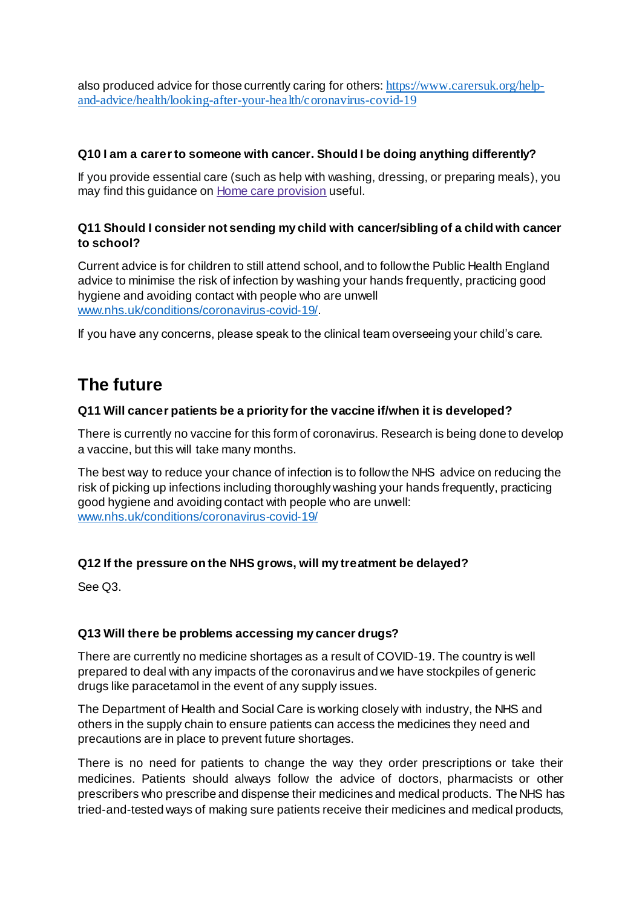also produced advice for those currently caring for others: [https://www.carersuk.org/help-and-advice/health/looking-after-your-health/coronavirus-covid-19](https://www.carersuk.org/help-and-advice/health/looking-after-your-health/coronavirus-covid-19)

**Q10 I am a carer to someone with cancer. Should I be doing anything differently?**

If you provide essential care (such as help with washing, dressing, or preparing meals), you may find this guidance on Home care provision useful.

**Q11 Should I consider not sending my child with cancer/sibling of a child with cancer to school?**

Current advice is for children to still attend school, and to follow the Public Health England advice to minimise the risk of infection by washing your hands frequently, practicing good hygiene and avoiding contact with people who are unwell [www.nhs.uk/conditions/coronavirus-covid-19/](www.nhs.uk/conditions/coronavirus-covid-19/).

If you have any concerns, please speak to the clinical team overseeing your child's care.

## The future

**Q11 Will cancer patients be a priority for the vaccine if/when it is developed?**

There is currently no vaccine for this form of coronavirus. Research is being done to develop a vaccine, but this will take many months.

The best way to reduce your chance of infection is to follow the NHS advice on reducing the risk of picking up infections including thoroughly washing your hands frequently, practicing good hygiene and avoiding contact with people who are unwell: [www.nhs.uk/conditions/coronavirus-covid-19/](www.nhs.uk/conditions/coronavirus-covid-19/)

**Q12 If the pressure on the NHS grows, will my treatment be delayed?**

See Q3.

**Q13 Will there be problems accessing my cancer drugs?**

There are currently no medicine shortages as a result of COVID-19. The country is well prepared to deal with any impacts of the coronavirus and we have stockpiles of generic drugs like paracetamol in the event of any supply issues.

The Department of Health and Social Care is working closely with industry, the NHS and others in the supply chain to ensure patients can access the medicines they need and precautions are in place to prevent future shortages.

There is no need for patients to change the way they order prescriptions or take their medicines. Patients should always follow the advice of doctors, pharmacists or other prescribers who prescribe and dispense their medicines and medical products. The NHS has tried-and-tested ways of making sure patients receive their medicines and medical products,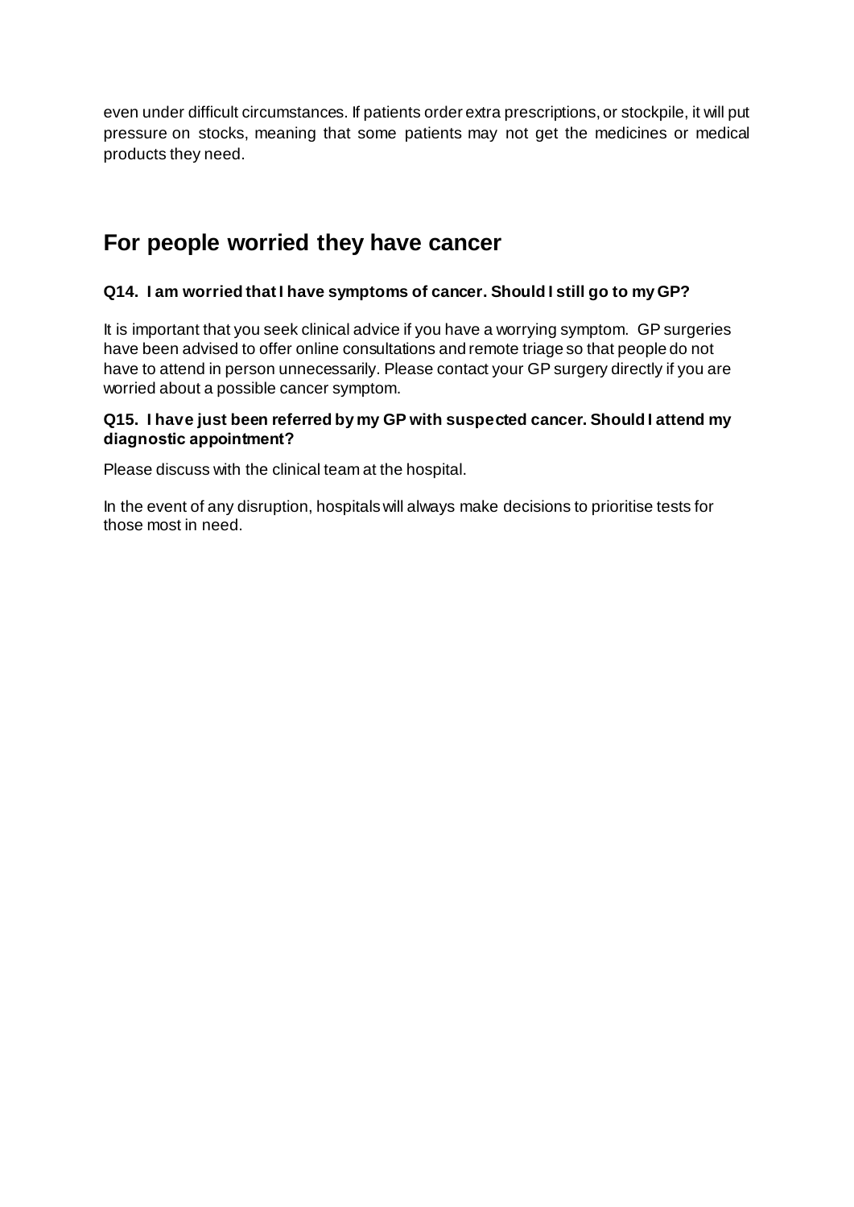even under difficult circumstances. If patients order extra prescriptions, or stockpile, it will put pressure on stocks, meaning that some patients may not get the medicines or medical products they need.

## For people worried they have cancer

### Q14. I am worried that I have symptoms of cancer. Should I still go to my GP?

It is important that you seek clinical advice if you have a worrying symptom. GP surgeries have been advised to offer online consultations and remote triage so that people do not have to attend in person unnecessarily. Please contact your GP surgery directly if you are worried about a possible cancer symptom.

### Q15. I have just been referred by my GP with suspected cancer. Should I attend my diagnostic appointment?

Please discuss with the clinical team at the hospital.

In the event of any disruption, hospitals will always make decisions to prioritise tests for those most in need.